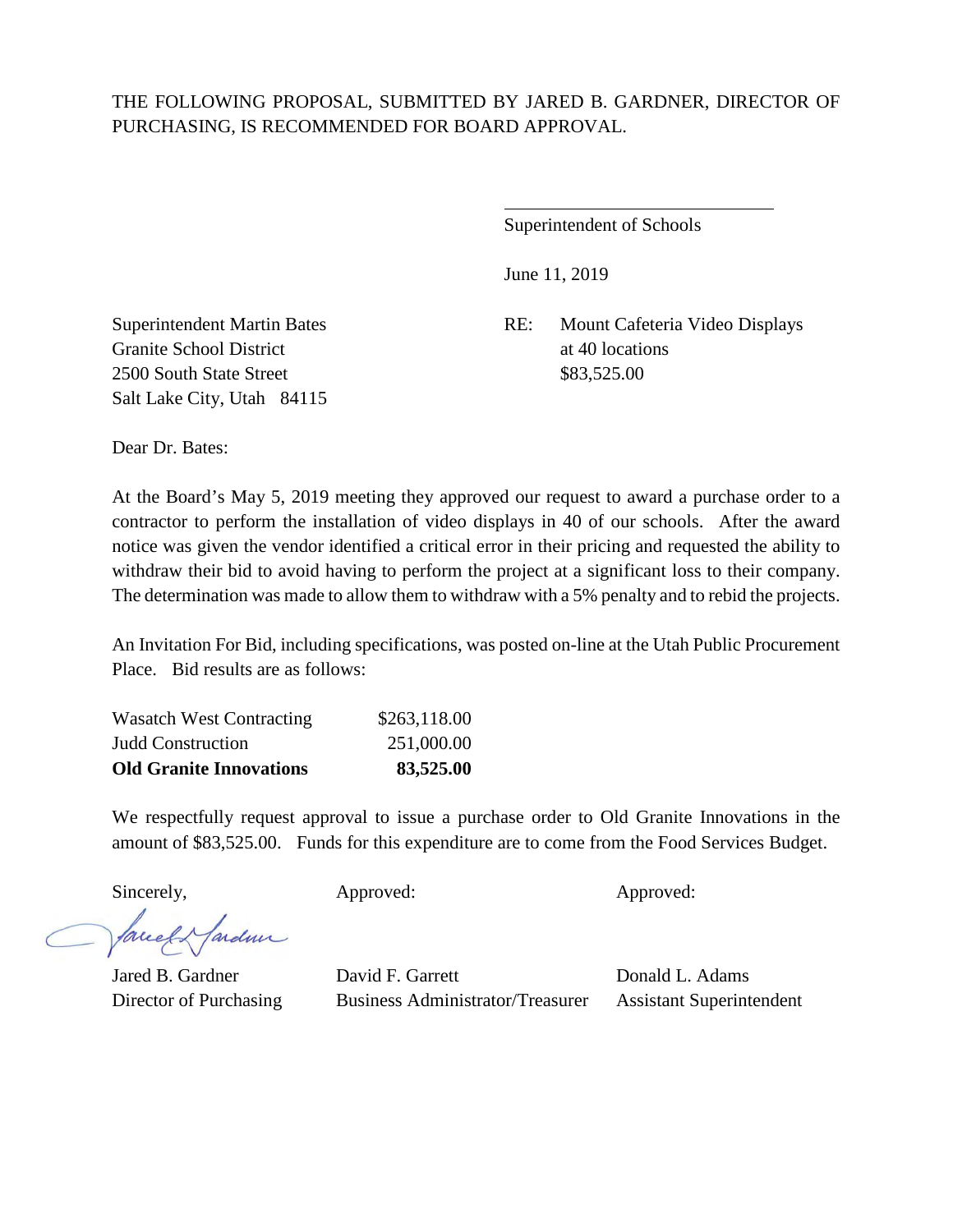THE FOLLOWING PROPOSAL, SUBMITTED BY JARED B. GARDNER, DIRECTOR OF PURCHASING, IS RECOMMENDED FOR BOARD APPROVAL.

\_\_\_\_\_\_\_\_\_\_\_\_\_\_\_\_\_\_\_\_\_\_\_\_\_\_\_\_\_\_

Superintendent of Schools

June 11, 2019

Superintendent Martin Bates
Granite School District
2500 South State Street
Salt Lake City, Utah 84115

RE: Mount Cafeteria Video Displays at 40 locations $83,525.00

Dear Dr. Bates:

At the Board's May 5, 2019 meeting they approved our request to award a purchase order to a contractor to perform the installation of video displays in 40 of our schools. After the award notice was given the vendor identified a critical error in their pricing and requested the ability to withdraw their bid to avoid having to perform the project at a significant loss to their company. The determination was made to allow them to withdraw with a 5% penalty and to rebid the projects.

An Invitation For Bid, including specifications, was posted on-line at the Utah Public Procurement Place. Bid results are as follows:

| | |
|---|---|
| Wasatch West Contracting | $263,118.00 |
| Judd Construction | 251,000.00 |
| **Old Granite Innovations** | **83,525.00** |

We respectfully request approval to issue a purchase order to Old Granite Innovations in the amount of $83,525.00. Funds for this expenditure are to come from the Food Services Budget.

Sincerely,

Jared B. Gardner
Director of Purchasing

Approved:

David F. Garrett
Business Administrator/Treasurer

Approved:

Donald L. Adams
Assistant Superintendent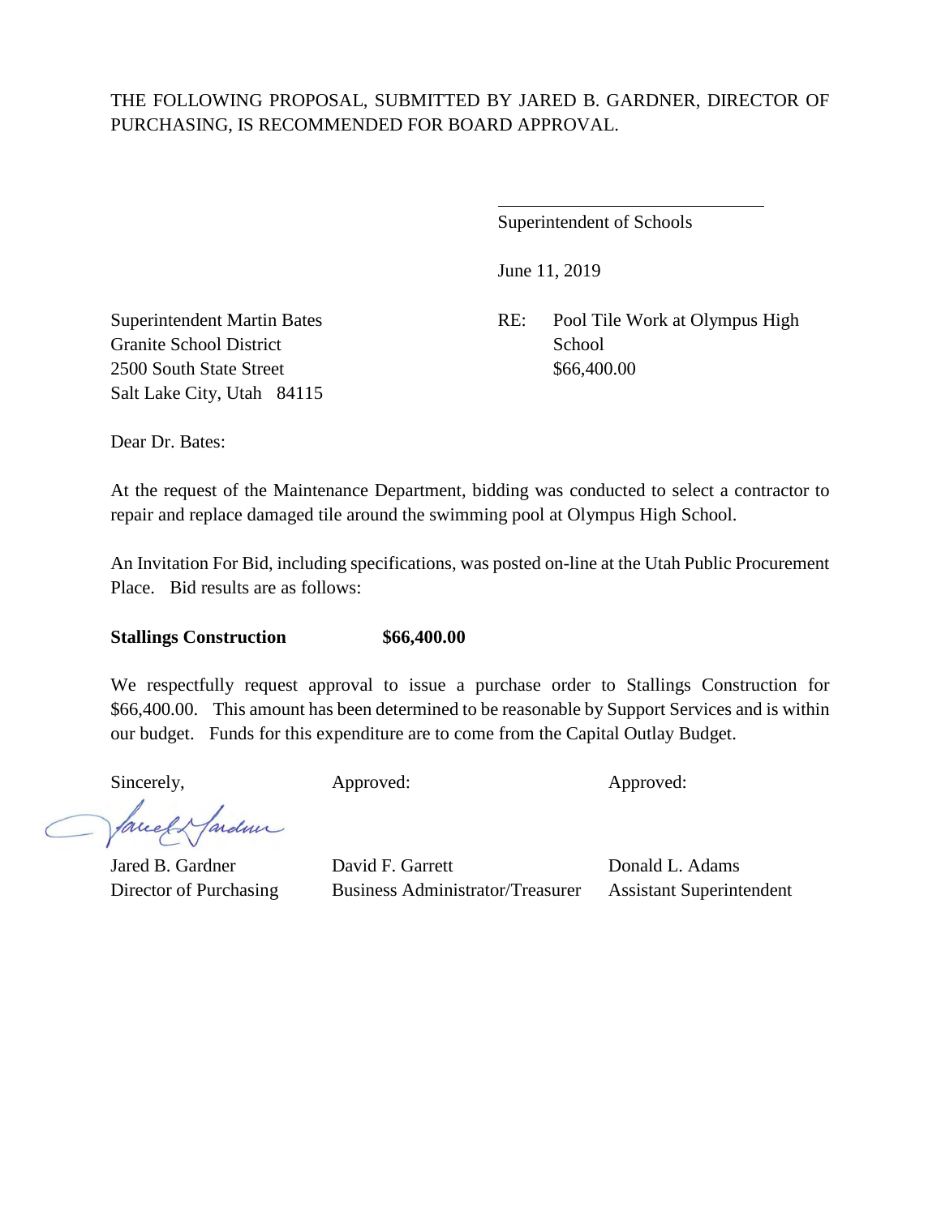THE FOLLOWING PROPOSAL, SUBMITTED BY JARED B. GARDNER, DIRECTOR OF PURCHASING, IS RECOMMENDED FOR BOARD APPROVAL.

\_\_\_\_\_\_\_\_\_\_\_\_\_\_\_\_\_\_\_\_\_\_\_\_\_\_\_\_\_\_

Superintendent of Schools

June 11, 2019

Superintendent Martin Bates
Granite School District
2500 South State Street
Salt Lake City, Utah 84115

RE: Pool Tile Work at Olympus High School
$66,400.00

Dear Dr. Bates:

At the request of the Maintenance Department, bidding was conducted to select a contractor to repair and replace damaged tile around the swimming pool at Olympus High School.

An Invitation For Bid, including specifications, was posted on-line at the Utah Public Procurement Place. Bid results are as follows:

**Stallings Construction** **$66,400.00**

We respectfully request approval to issue a purchase order to Stallings Construction for $66,400.00. This amount has been determined to be reasonable by Support Services and is within our budget. Funds for this expenditure are to come from the Capital Outlay Budget.

| Sincerely, | Approved: | Approved: |
|---|---|---|
| Jared B. Gardner | David F. Garrett | Donald L. Adams |
| Director of Purchasing | Business Administrator/Treasurer | Assistant Superintendent |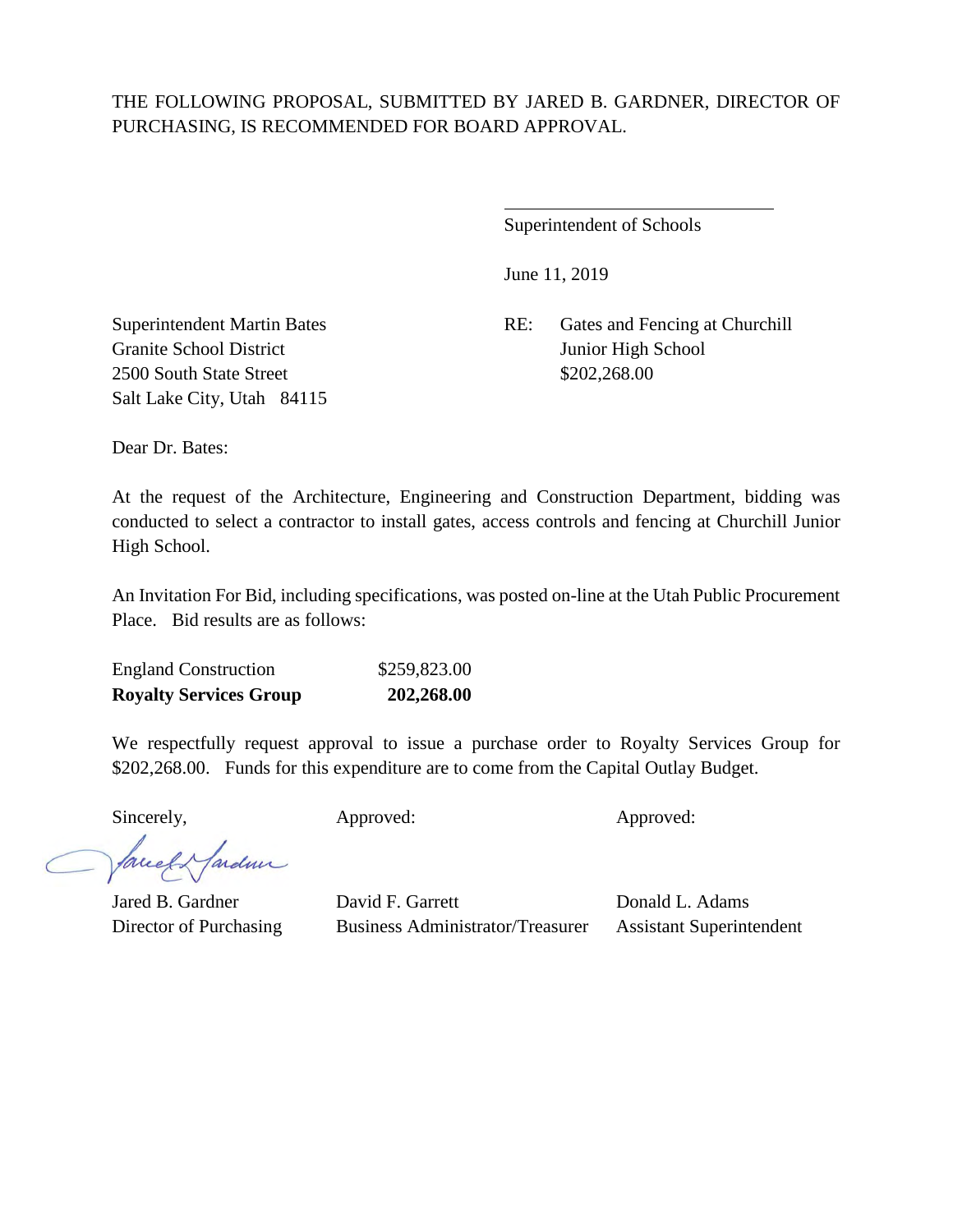THE FOLLOWING PROPOSAL, SUBMITTED BY JARED B. GARDNER, DIRECTOR OF PURCHASING, IS RECOMMENDED FOR BOARD APPROVAL.

\_\_\_\_\_\_\_\_\_\_\_\_\_\_\_\_\_\_\_\_\_\_\_\_\_\_\_\_\_\_

Superintendent of Schools

June 11, 2019

Superintendent Martin Bates
Granite School District
2500 South State Street
Salt Lake City, Utah 84115

RE: Gates and Fencing at Churchill Junior High School
$202,268.00

Dear Dr. Bates:

At the request of the Architecture, Engineering and Construction Department, bidding was conducted to select a contractor to install gates, access controls and fencing at Churchill Junior High School.

An Invitation For Bid, including specifications, was posted on-line at the Utah Public Procurement Place. Bid results are as follows:

| | |
|---|---|
| England Construction | $259,823.00 |
| **Royalty Services Group** | **202,268.00** |

We respectfully request approval to issue a purchase order to Royalty Services Group for $202,268.00. Funds for this expenditure are to come from the Capital Outlay Budget.

| Sincerely, | Approved: | Approved: |
|---|---|---|
| Jared B. Gardner | David F. Garrett | Donald L. Adams |
| Director of Purchasing | Business Administrator/Treasurer | Assistant Superintendent |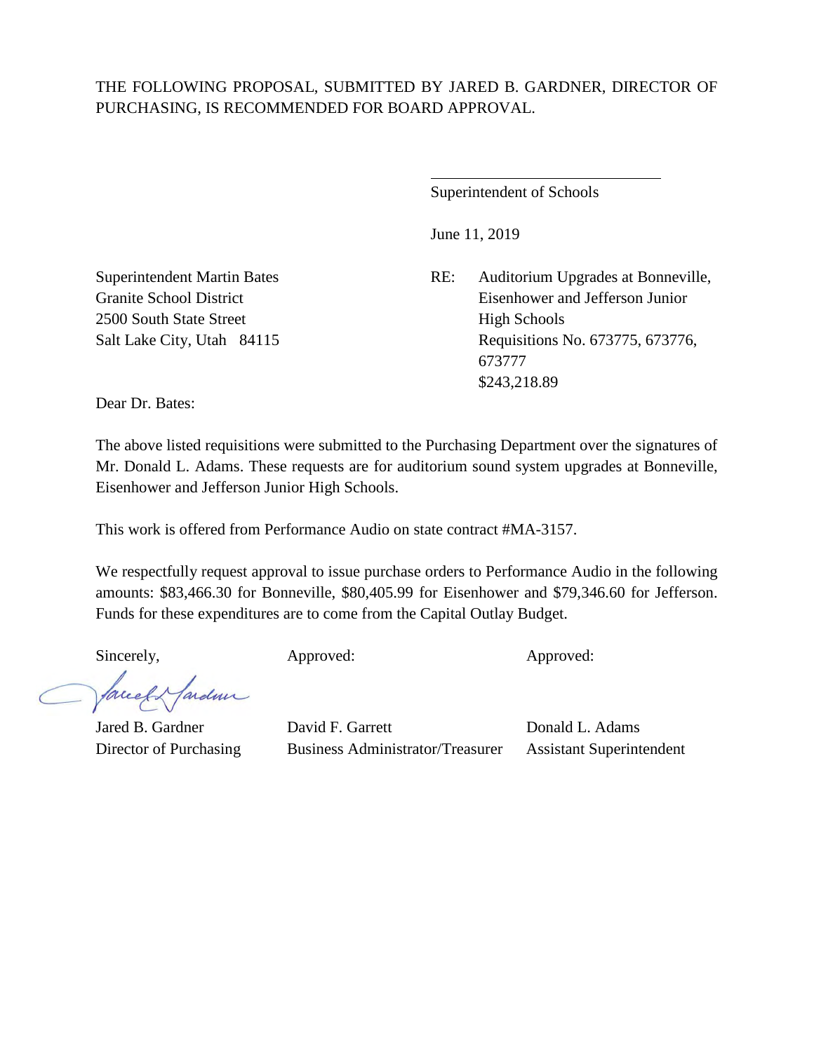THE FOLLOWING PROPOSAL, SUBMITTED BY JARED B. GARDNER, DIRECTOR OF PURCHASING, IS RECOMMENDED FOR BOARD APPROVAL.

\_\_\_\_\_\_\_\_\_\_\_\_\_\_\_\_\_\_\_\_\_\_\_\_\_\_\_\_\_\_

Superintendent of Schools

June 11, 2019

Superintendent Martin Bates
Granite School District
2500 South State Street
Salt Lake City, Utah 84115

RE: Auditorium Upgrades at Bonneville, Eisenhower and Jefferson Junior High Schools
Requisitions No. 673775, 673776, 673777
$243,218.89

Dear Dr. Bates:

The above listed requisitions were submitted to the Purchasing Department over the signatures of Mr. Donald L. Adams. These requests are for auditorium sound system upgrades at Bonneville, Eisenhower and Jefferson Junior High Schools.

This work is offered from Performance Audio on state contract #MA-3157.

We respectfully request approval to issue purchase orders to Performance Audio in the following amounts: $83,466.30 for Bonneville, $80,405.99 for Eisenhower and $79,346.60 for Jefferson. Funds for these expenditures are to come from the Capital Outlay Budget.

| Sincerely, | Approved: | Approved: |
|---|---|---|
| Jared B. Gardner | David F. Garrett | Donald L. Adams |
| Director of Purchasing | Business Administrator/Treasurer | Assistant Superintendent |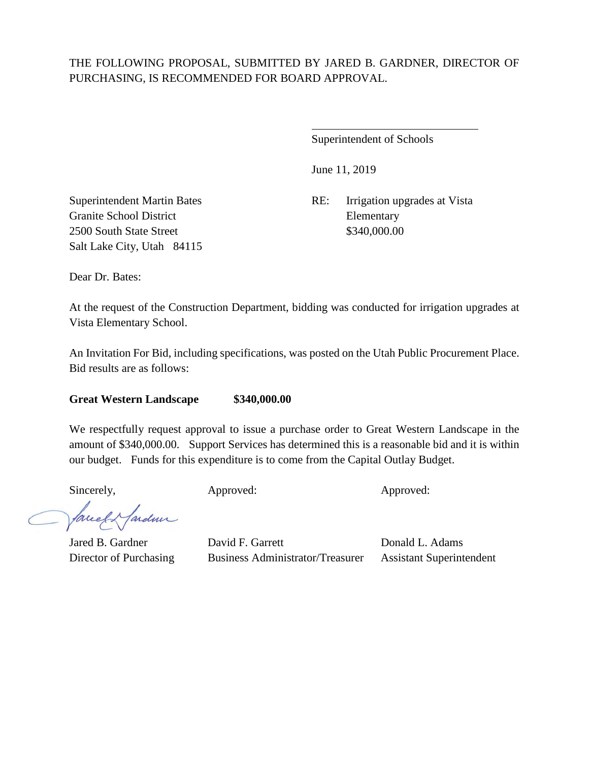THE FOLLOWING PROPOSAL, SUBMITTED BY JARED B. GARDNER, DIRECTOR OF PURCHASING, IS RECOMMENDED FOR BOARD APPROVAL.

\_\_\_\_\_\_\_\_\_\_\_\_\_\_\_\_\_\_\_\_\_\_\_\_\_\_\_\_\_\_
Superintendent of Schools

June 11, 2019

Superintendent Martin Bates
Granite School District
2500 South State Street
Salt Lake City, Utah 84115

RE: Irrigation upgrades at Vista Elementary
$340,000.00

Dear Dr. Bates:

At the request of the Construction Department, bidding was conducted for irrigation upgrades at Vista Elementary School.

An Invitation For Bid, including specifications, was posted on the Utah Public Procurement Place. Bid results are as follows:

**Great Western Landscape $340,000.00**

We respectfully request approval to issue a purchase order to Great Western Landscape in the amount of $340,000.00. Support Services has determined this is a reasonable bid and it is within our budget. Funds for this expenditure is to come from the Capital Outlay Budget.

| Sincerely, | Approved: | Approved: |
| --- | --- | --- |
| Jared B. Gardner | David F. Garrett | Donald L. Adams |
| Director of Purchasing | Business Administrator/Treasurer | Assistant Superintendent |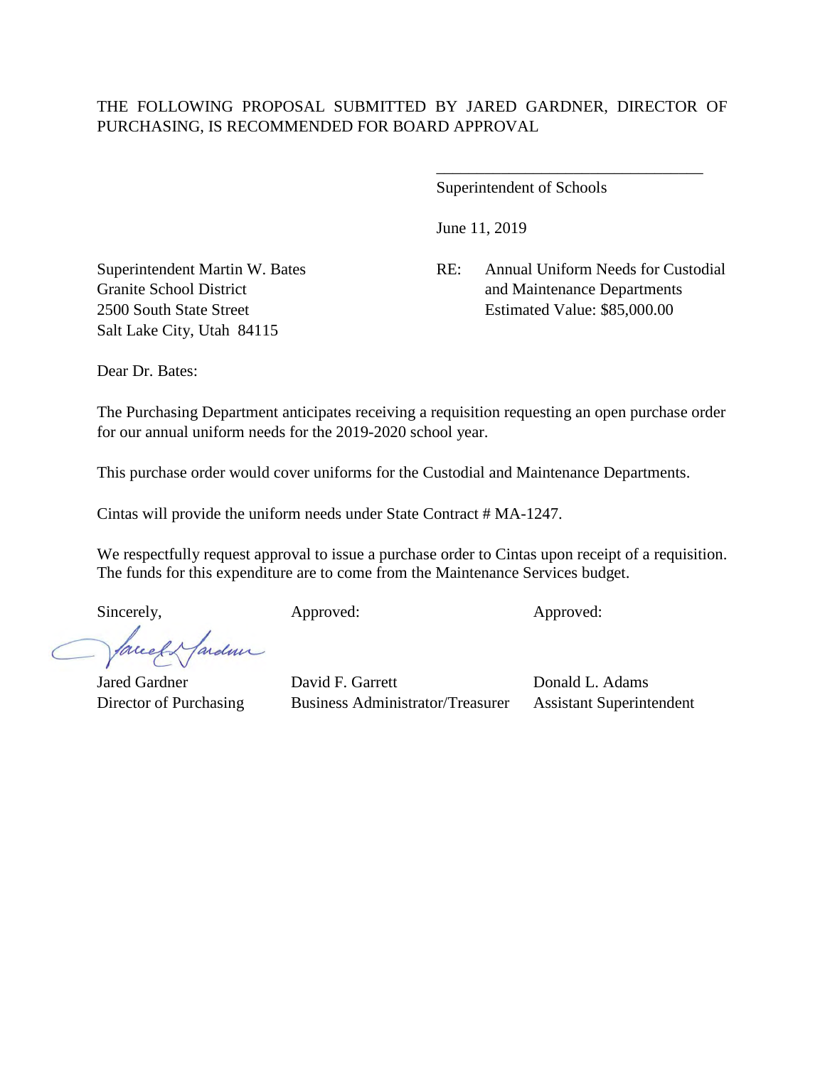THE FOLLOWING PROPOSAL SUBMITTED BY JARED GARDNER, DIRECTOR OF PURCHASING, IS RECOMMENDED FOR BOARD APPROVAL

\_\_\_\_\_\_\_\_\_\_\_\_\_\_\_\_\_\_\_\_\_\_\_\_\_\_\_\_\_\_\_\_\_\_
Superintendent of Schools

June 11, 2019

Superintendent Martin W. Bates
Granite School District
2500 South State Street
Salt Lake City, Utah 84115

RE: Annual Uniform Needs for Custodial and Maintenance Departments
Estimated Value: $85,000.00

Dear Dr. Bates:

The Purchasing Department anticipates receiving a requisition requesting an open purchase order for our annual uniform needs for the 2019-2020 school year.

This purchase order would cover uniforms for the Custodial and Maintenance Departments.

Cintas will provide the uniform needs under State Contract # MA-1247.

We respectfully request approval to issue a purchase order to Cintas upon receipt of a requisition. The funds for this expenditure are to come from the Maintenance Services budget.

| Sincerely, | Approved: | Approved: |
| --- | --- | --- |
| Jared Gardner | David F. Garrett | Donald L. Adams |
| Director of Purchasing | Business Administrator/Treasurer | Assistant Superintendent |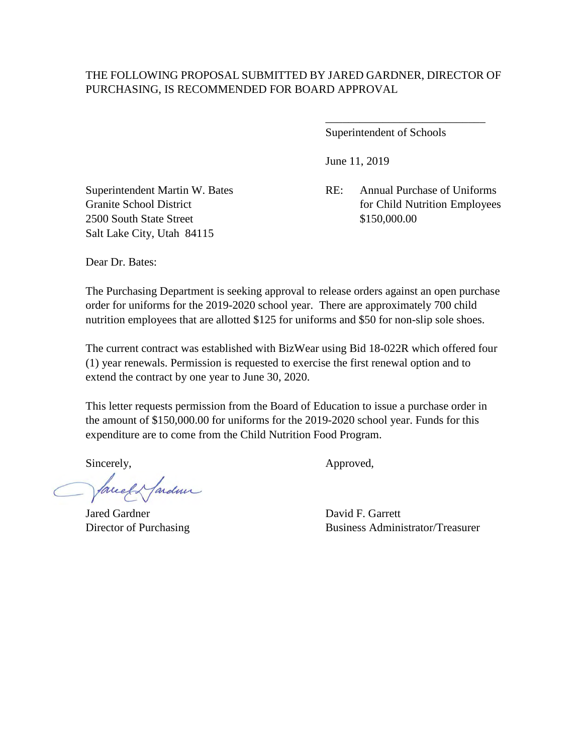THE FOLLOWING PROPOSAL SUBMITTED BY JARED GARDNER, DIRECTOR OF PURCHASING, IS RECOMMENDED FOR BOARD APPROVAL

\_\_\_\_\_\_\_\_\_\_\_\_\_\_\_\_\_\_\_\_\_\_\_\_\_\_\_\_

Superintendent of Schools

June 11, 2019

Superintendent Martin W. Bates
Granite School District
2500 South State Street
Salt Lake City, Utah 84115

RE: Annual Purchase of Uniforms for Child Nutrition Employees
$150,000.00

Dear Dr. Bates:

The Purchasing Department is seeking approval to release orders against an open purchase order for uniforms for the 2019-2020 school year. There are approximately 700 child nutrition employees that are allotted $125 for uniforms and $50 for non-slip sole shoes.

The current contract was established with BizWear using Bid 18-022R which offered four (1) year renewals. Permission is requested to exercise the first renewal option and to extend the contract by one year to June 30, 2020.

This letter requests permission from the Board of Education to issue a purchase order in the amount of $150,000.00 for uniforms for the 2019-2020 school year. Funds for this expenditure are to come from the Child Nutrition Food Program.

Sincerely,

Jared Gardner
Director of Purchasing

Approved,

David F. Garrett
Business Administrator/Treasurer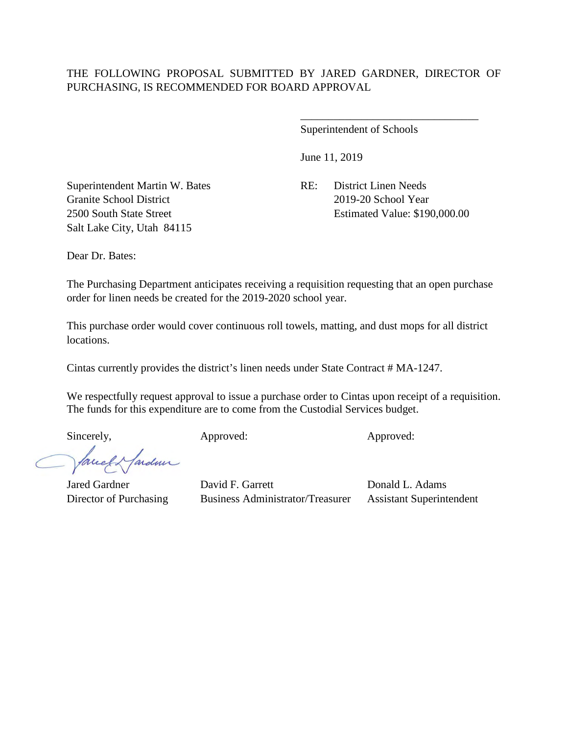THE FOLLOWING PROPOSAL SUBMITTED BY JARED GARDNER, DIRECTOR OF PURCHASING, IS RECOMMENDED FOR BOARD APPROVAL

\_\_\_\_\_\_\_\_\_\_\_\_\_\_\_\_\_\_\_\_\_\_\_\_\_\_\_\_\_\_\_\_

Superintendent of Schools

June 11, 2019

Superintendent Martin W. Bates
Granite School District
2500 South State Street
Salt Lake City, Utah 84115

RE: District Linen Needs
2019-20 School Year
Estimated Value: $190,000.00

Dear Dr. Bates:

The Purchasing Department anticipates receiving a requisition requesting that an open purchase order for linen needs be created for the 2019-2020 school year.

This purchase order would cover continuous roll towels, matting, and dust mops for all district locations.

Cintas currently provides the district's linen needs under State Contract # MA-1247.

We respectfully request approval to issue a purchase order to Cintas upon receipt of a requisition. The funds for this expenditure are to come from the Custodial Services budget.

| Sincerely, | Approved: | Approved: |
|---|---|---|
| Jared Gardner | David F. Garrett | Donald L. Adams |
| Director of Purchasing | Business Administrator/Treasurer | Assistant Superintendent |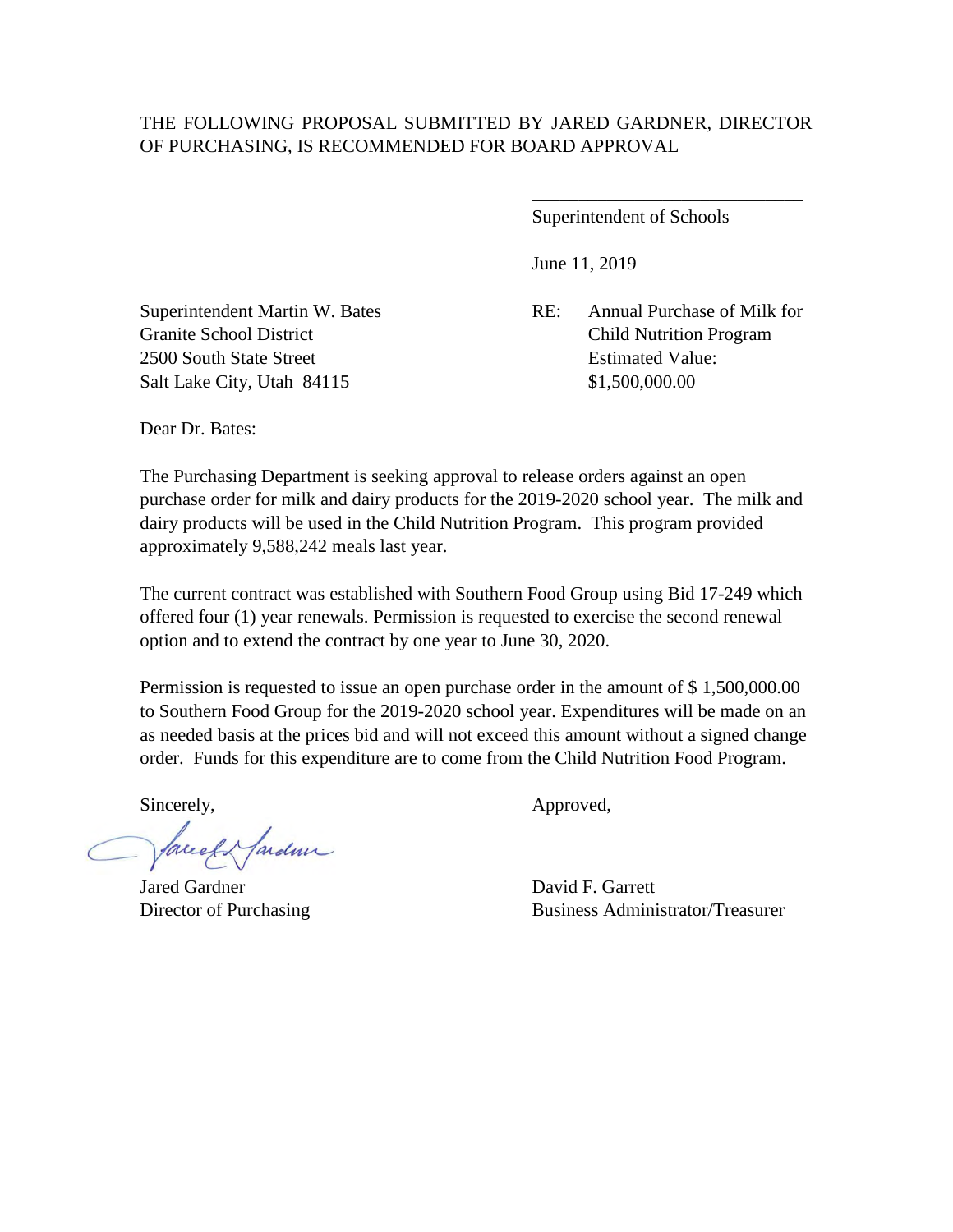THE FOLLOWING PROPOSAL SUBMITTED BY JARED GARDNER, DIRECTOR OF PURCHASING, IS RECOMMENDED FOR BOARD APPROVAL

\_\_\_\_\_\_\_\_\_\_\_\_\_\_\_\_\_\_\_\_\_\_\_\_\_\_\_\_\_\_

Superintendent of Schools

June 11, 2019

Superintendent Martin W. Bates
Granite School District
2500 South State Street
Salt Lake City, Utah 84115

RE: Annual Purchase of Milk for Child Nutrition Program
Estimated Value:
$1,500,000.00

Dear Dr. Bates:

The Purchasing Department is seeking approval to release orders against an open purchase order for milk and dairy products for the 2019-2020 school year. The milk and dairy products will be used in the Child Nutrition Program. This program provided approximately 9,588,242 meals last year.

The current contract was established with Southern Food Group using Bid 17-249 which offered four (1) year renewals. Permission is requested to exercise the second renewal option and to extend the contract by one year to June 30, 2020.

Permission is requested to issue an open purchase order in the amount of $ 1,500,000.00 to Southern Food Group for the 2019-2020 school year. Expenditures will be made on an as needed basis at the prices bid and will not exceed this amount without a signed change order. Funds for this expenditure are to come from the Child Nutrition Food Program.

Sincerely,

Jared Gardner
Director of Purchasing

Approved,

David F. Garrett
Business Administrator/Treasurer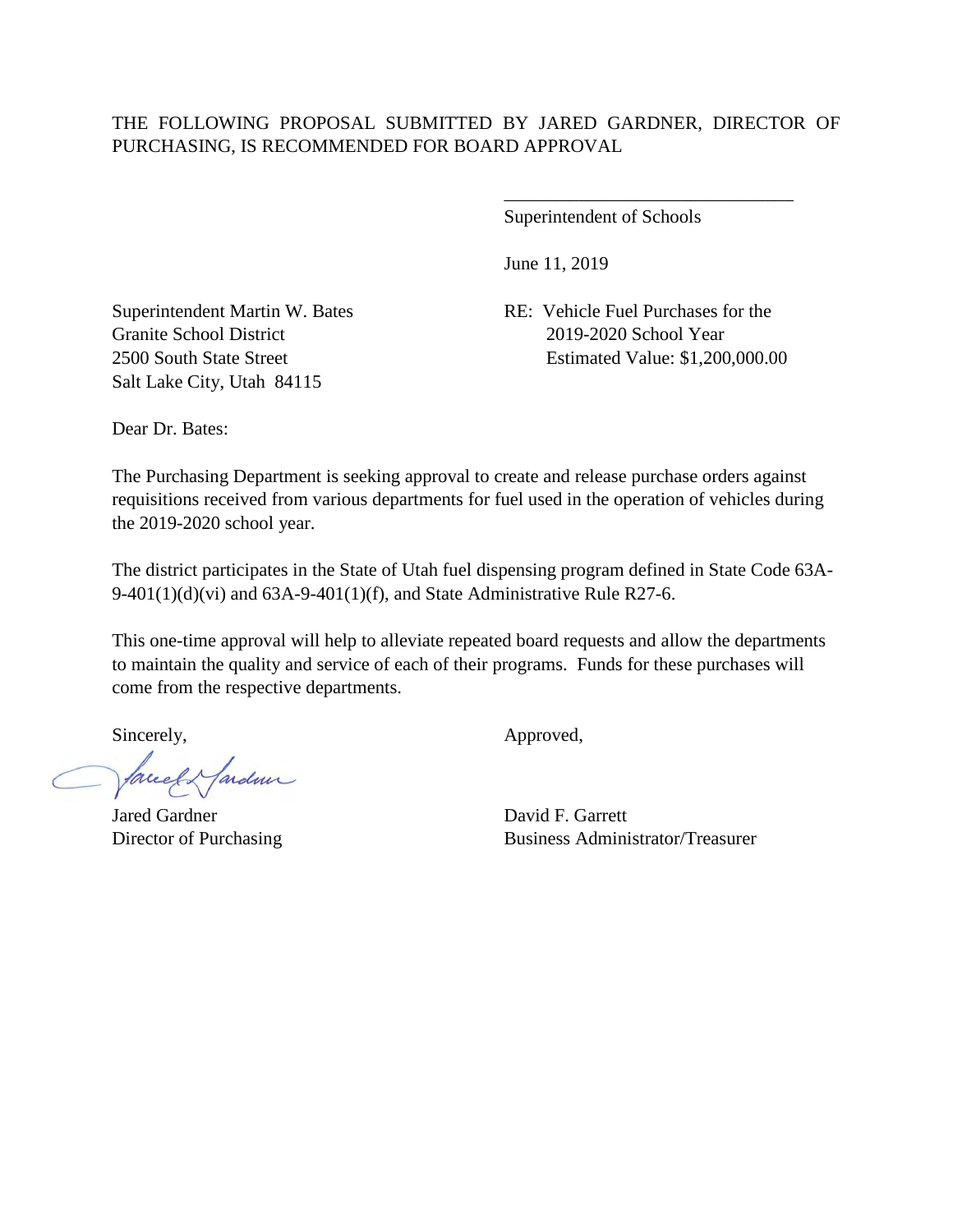THE FOLLOWING PROPOSAL SUBMITTED BY JARED GARDNER, DIRECTOR OF PURCHASING, IS RECOMMENDED FOR BOARD APPROVAL

\_\_\_\_\_\_\_\_\_\_\_\_\_\_\_\_\_\_\_\_\_\_\_\_\_\_\_\_\_\_\_\_

Superintendent of Schools

June 11, 2019

Superintendent Martin W. Bates
Granite School District
2500 South State Street
Salt Lake City, Utah 84115

RE: Vehicle Fuel Purchases for the 2019-2020 School Year
Estimated Value: $1,200,000.00

Dear Dr. Bates:

The Purchasing Department is seeking approval to create and release purchase orders against requisitions received from various departments for fuel used in the operation of vehicles during the 2019-2020 school year.

The district participates in the State of Utah fuel dispensing program defined in State Code 63A-9-401(1)(d)(vi) and 63A-9-401(1)(f), and State Administrative Rule R27-6.

This one-time approval will help to alleviate repeated board requests and allow the departments to maintain the quality and service of each of their programs. Funds for these purchases will come from the respective departments.

Sincerely,

Jared Gardner
Director of Purchasing

Approved,

David F. Garrett
Business Administrator/Treasurer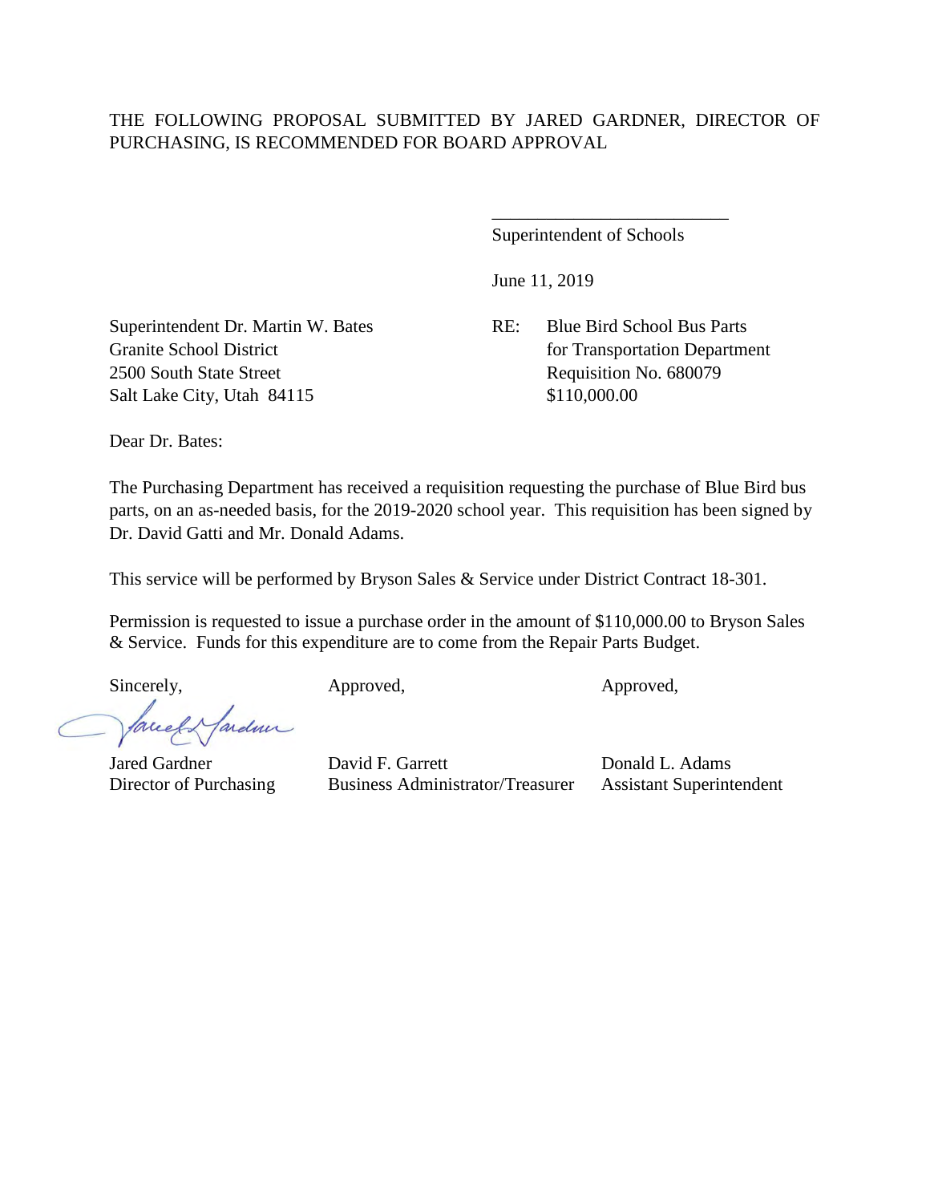THE FOLLOWING PROPOSAL SUBMITTED BY JARED GARDNER, DIRECTOR OF PURCHASING, IS RECOMMENDED FOR BOARD APPROVAL

\_\_\_\_\_\_\_\_\_\_\_\_\_\_\_\_\_\_\_\_\_\_\_\_\_\_

Superintendent of Schools

June 11, 2019

Superintendent Dr. Martin W. Bates
Granite School District
2500 South State Street
Salt Lake City, Utah 84115

RE: Blue Bird School Bus Parts
for Transportation Department
Requisition No. 680079
$110,000.00

Dear Dr. Bates:

The Purchasing Department has received a requisition requesting the purchase of Blue Bird bus parts, on an as-needed basis, for the 2019-2020 school year. This requisition has been signed by Dr. David Gatti and Mr. Donald Adams.

This service will be performed by Bryson Sales & Service under District Contract 18-301.

Permission is requested to issue a purchase order in the amount of $110,000.00 to Bryson Sales & Service. Funds for this expenditure are to come from the Repair Parts Budget.

| Sincerely, | Approved, | Approved, |
|---|---|---|
| Jared Gardner | David F. Garrett | Donald L. Adams |
| Director of Purchasing | Business Administrator/Treasurer | Assistant Superintendent |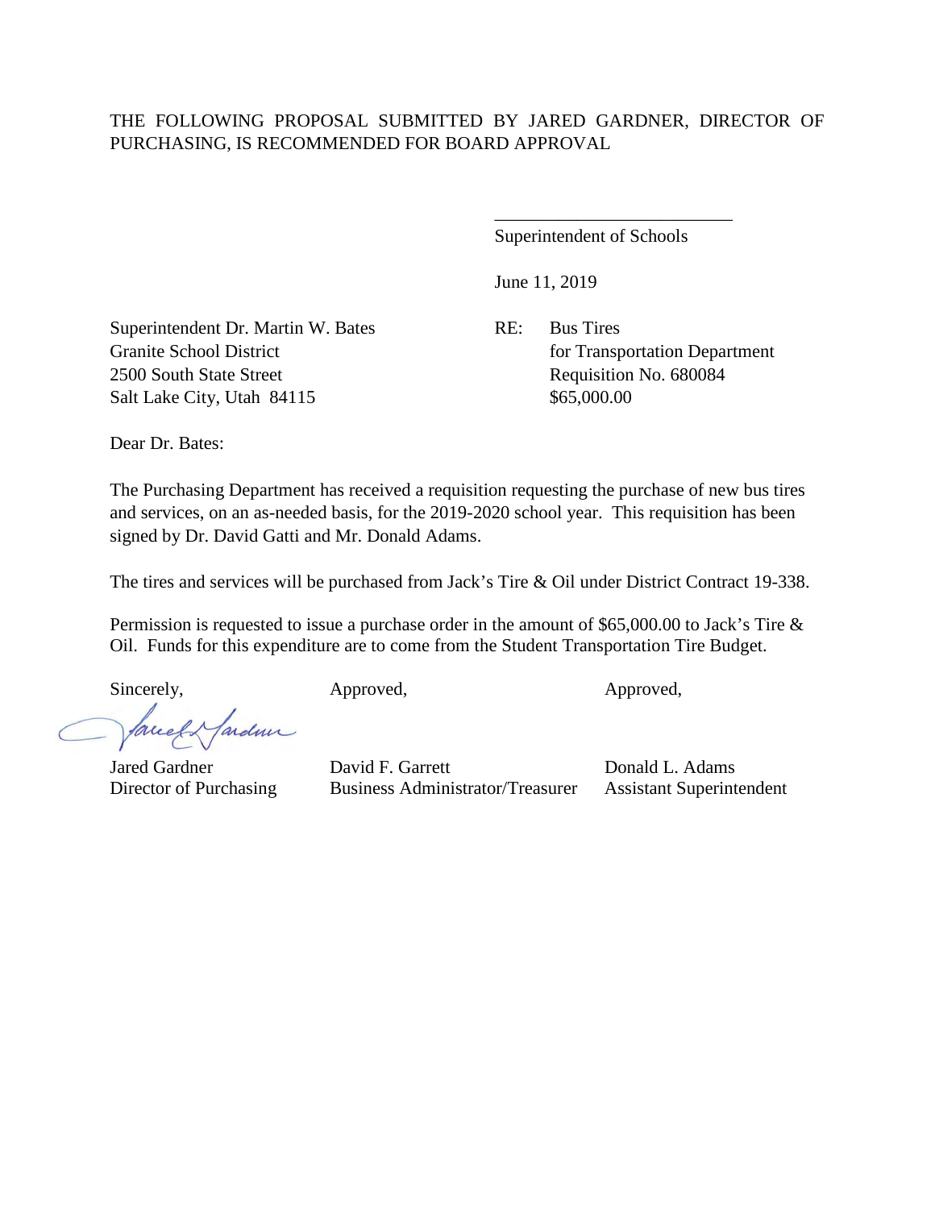THE FOLLOWING PROPOSAL SUBMITTED BY JARED GARDNER, DIRECTOR OF PURCHASING, IS RECOMMENDED FOR BOARD APPROVAL

\_\_\_\_\_\_\_\_\_\_\_\_\_\_\_\_\_\_\_\_\_\_\_\_\_\_
Superintendent of Schools

June 11, 2019

Superintendent Dr. Martin W. Bates
Granite School District
2500 South State Street
Salt Lake City, Utah 84115

RE: Bus Tires
for Transportation Department
Requisition No. 680084
$65,000.00

Dear Dr. Bates:

The Purchasing Department has received a requisition requesting the purchase of new bus tires and services, on an as-needed basis, for the 2019-2020 school year. This requisition has been signed by Dr. David Gatti and Mr. Donald Adams.

The tires and services will be purchased from Jack's Tire & Oil under District Contract 19-338.

Permission is requested to issue a purchase order in the amount of $65,000.00 to Jack's Tire & Oil. Funds for this expenditure are to come from the Student Transportation Tire Budget.

| Sincerely, | Approved, | Approved, |
|---|---|---|
| Jared Gardner | David F. Garrett | Donald L. Adams |
| Director of Purchasing | Business Administrator/Treasurer | Assistant Superintendent |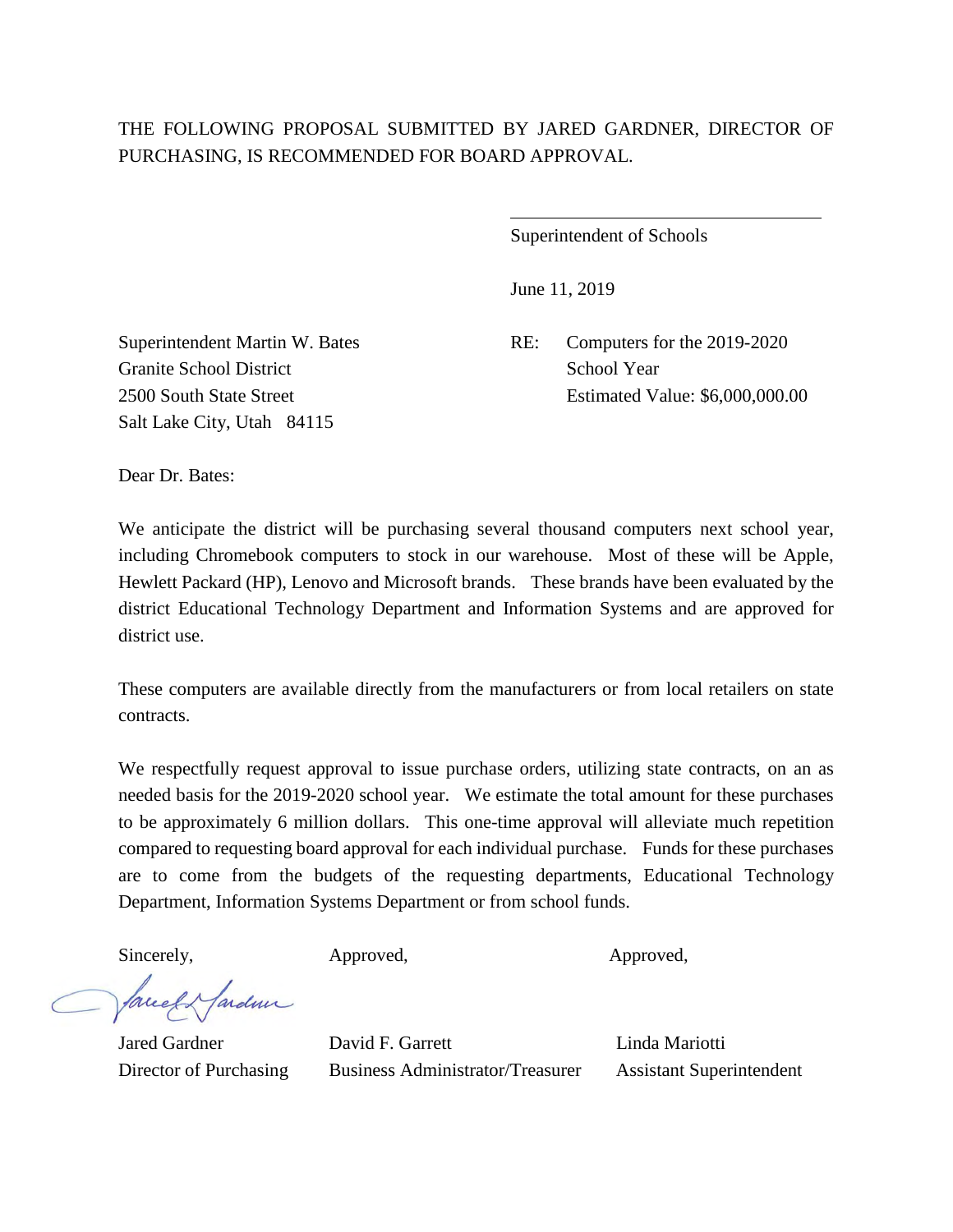THE FOLLOWING PROPOSAL SUBMITTED BY JARED GARDNER, DIRECTOR OF PURCHASING, IS RECOMMENDED FOR BOARD APPROVAL.

\_\_\_\_\_\_\_\_\_\_\_\_\_\_\_\_\_\_\_\_\_\_\_\_\_\_\_\_\_\_\_\_

Superintendent of Schools

June 11, 2019

Superintendent Martin W. Bates
Granite School District
2500 South State Street
Salt Lake City, Utah 84115

RE: Computers for the 2019-2020 School Year
Estimated Value: $6,000,000.00

Dear Dr. Bates:

We anticipate the district will be purchasing several thousand computers next school year, including Chromebook computers to stock in our warehouse. Most of these will be Apple, Hewlett Packard (HP), Lenovo and Microsoft brands. These brands have been evaluated by the district Educational Technology Department and Information Systems and are approved for district use.

These computers are available directly from the manufacturers or from local retailers on state contracts.

We respectfully request approval to issue purchase orders, utilizing state contracts, on an as needed basis for the 2019-2020 school year. We estimate the total amount for these purchases to be approximately 6 million dollars. This one-time approval will alleviate much repetition compared to requesting board approval for each individual purchase. Funds for these purchases are to come from the budgets of the requesting departments, Educational Technology Department, Information Systems Department or from school funds.

| Sincerely, | Approved, | Approved, |
|---|---|---|
| Jared Gardner | David F. Garrett | Linda Mariotti |
| Director of Purchasing | Business Administrator/Treasurer | Assistant Superintendent |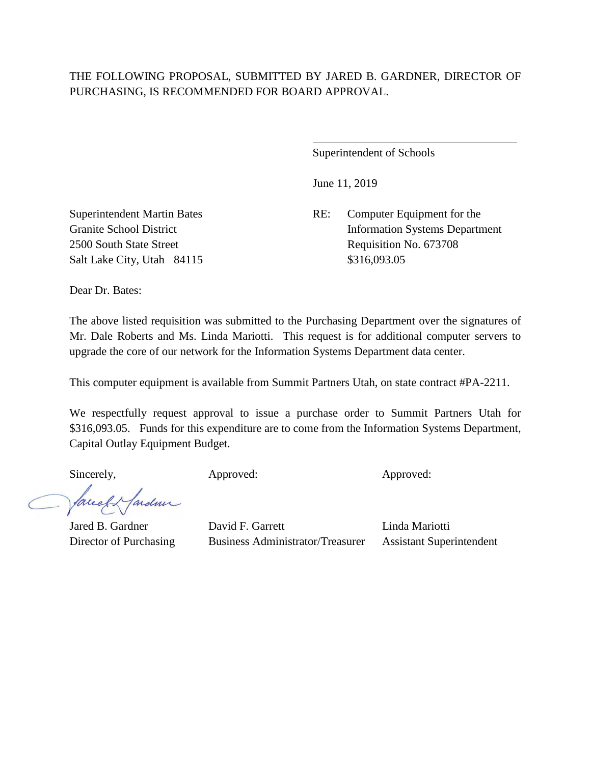THE FOLLOWING PROPOSAL, SUBMITTED BY JARED B. GARDNER, DIRECTOR OF PURCHASING, IS RECOMMENDED FOR BOARD APPROVAL.

\_\_\_\_\_\_\_\_\_\_\_\_\_\_\_\_\_\_\_\_\_\_\_\_\_\_\_\_\_\_\_\_\_\_\_

Superintendent of Schools

June 11, 2019

Superintendent Martin Bates
Granite School District
2500 South State Street
Salt Lake City, Utah 84115

RE: Computer Equipment for the Information Systems Department
Requisition No. 673708
$316,093.05

Dear Dr. Bates:

The above listed requisition was submitted to the Purchasing Department over the signatures of Mr. Dale Roberts and Ms. Linda Mariotti. This request is for additional computer servers to upgrade the core of our network for the Information Systems Department data center.

This computer equipment is available from Summit Partners Utah, on state contract #PA-2211.

We respectfully request approval to issue a purchase order to Summit Partners Utah for $316,093.05. Funds for this expenditure are to come from the Information Systems Department, Capital Outlay Equipment Budget.

| Sincerely, | Approved: | Approved: |
| --- | --- | --- |
| Jared B. Gardner | David F. Garrett | Linda Mariotti |
| Director of Purchasing | Business Administrator/Treasurer | Assistant Superintendent |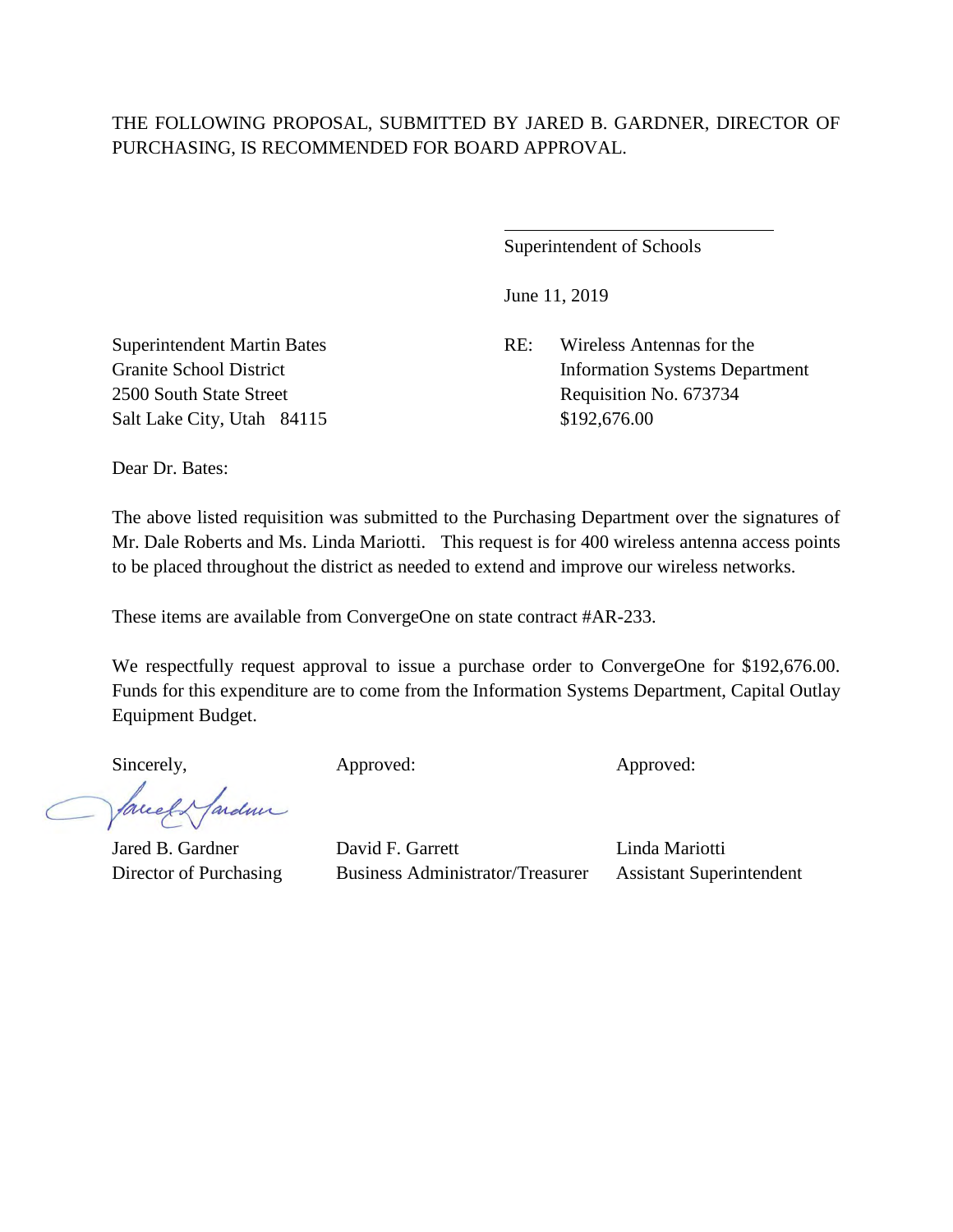THE FOLLOWING PROPOSAL, SUBMITTED BY JARED B. GARDNER, DIRECTOR OF PURCHASING, IS RECOMMENDED FOR BOARD APPROVAL.

\_\_\_\_\_\_\_\_\_\_\_\_\_\_\_\_\_\_\_\_\_\_\_\_\_\_\_\_\_\_

Superintendent of Schools

June 11, 2019

Superintendent Martin Bates
Granite School District
2500 South State Street
Salt Lake City, Utah 84115

RE: Wireless Antennas for the Information Systems Department
Requisition No. 673734
$192,676.00

Dear Dr. Bates:

The above listed requisition was submitted to the Purchasing Department over the signatures of Mr. Dale Roberts and Ms. Linda Mariotti. This request is for 400 wireless antenna access points to be placed throughout the district as needed to extend and improve our wireless networks.

These items are available from ConvergeOne on state contract #AR-233.

We respectfully request approval to issue a purchase order to ConvergeOne for $192,676.00. Funds for this expenditure are to come from the Information Systems Department, Capital Outlay Equipment Budget.

| Sincerely, | Approved: | Approved: |
|---|---|---|
| Jared B. Gardner | David F. Garrett | Linda Mariotti |
| Director of Purchasing | Business Administrator/Treasurer | Assistant Superintendent |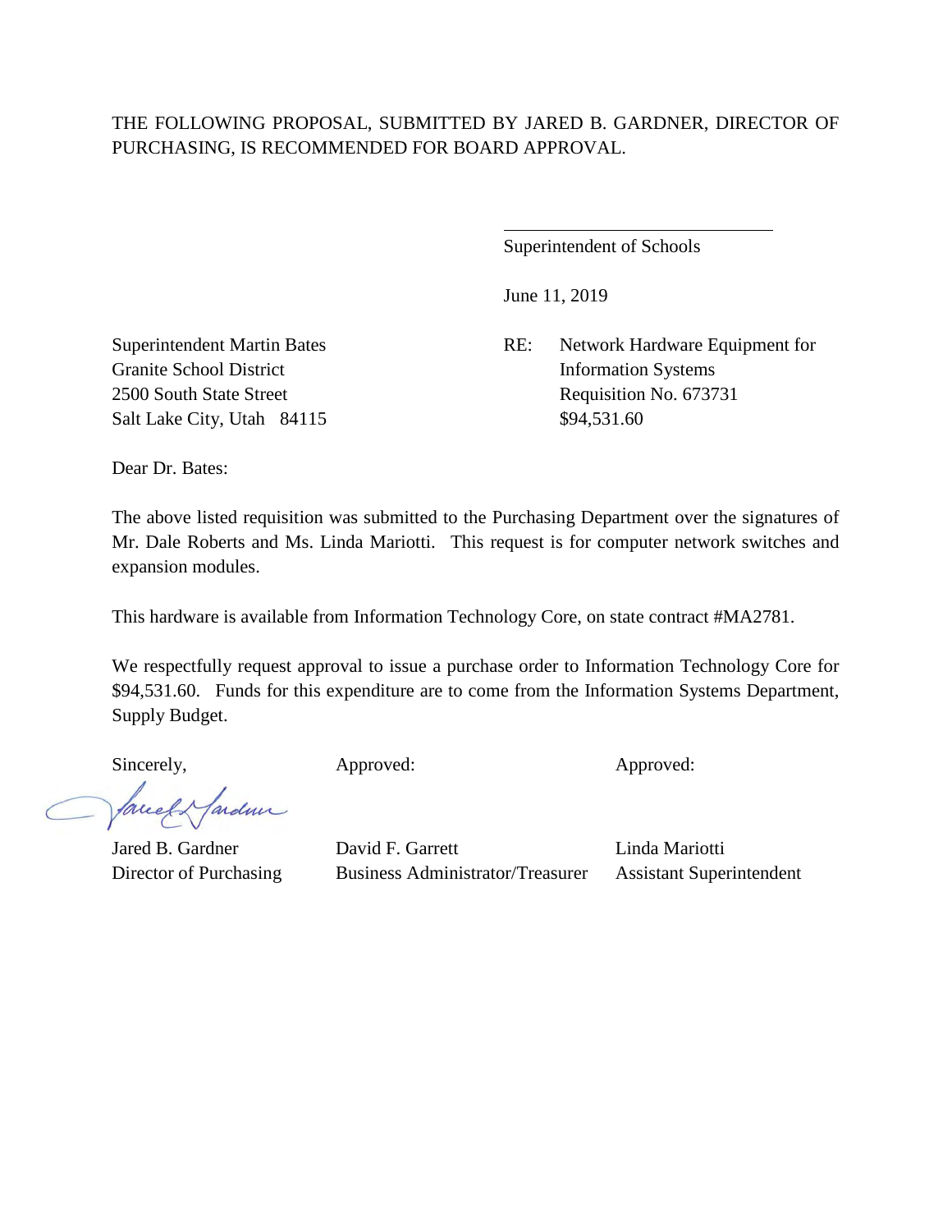THE FOLLOWING PROPOSAL, SUBMITTED BY JARED B. GARDNER, DIRECTOR OF PURCHASING, IS RECOMMENDED FOR BOARD APPROVAL.

\_\_\_\_\_\_\_\_\_\_\_\_\_\_\_\_\_\_\_\_\_\_\_\_\_\_\_\_\_\_

Superintendent of Schools

June 11, 2019

Superintendent Martin Bates
Granite School District
2500 South State Street
Salt Lake City, Utah 84115

RE: Network Hardware Equipment for Information Systems
Requisition No. 673731
$94,531.60

Dear Dr. Bates:

The above listed requisition was submitted to the Purchasing Department over the signatures of Mr. Dale Roberts and Ms. Linda Mariotti. This request is for computer network switches and expansion modules.

This hardware is available from Information Technology Core, on state contract #MA2781.

We respectfully request approval to issue a purchase order to Information Technology Core for $94,531.60. Funds for this expenditure are to come from the Information Systems Department, Supply Budget.

| Sincerely, | Approved: | Approved: |
|---|---|---|
| Jared B. Gardner | David F. Garrett | Linda Mariotti |
| Director of Purchasing | Business Administrator/Treasurer | Assistant Superintendent |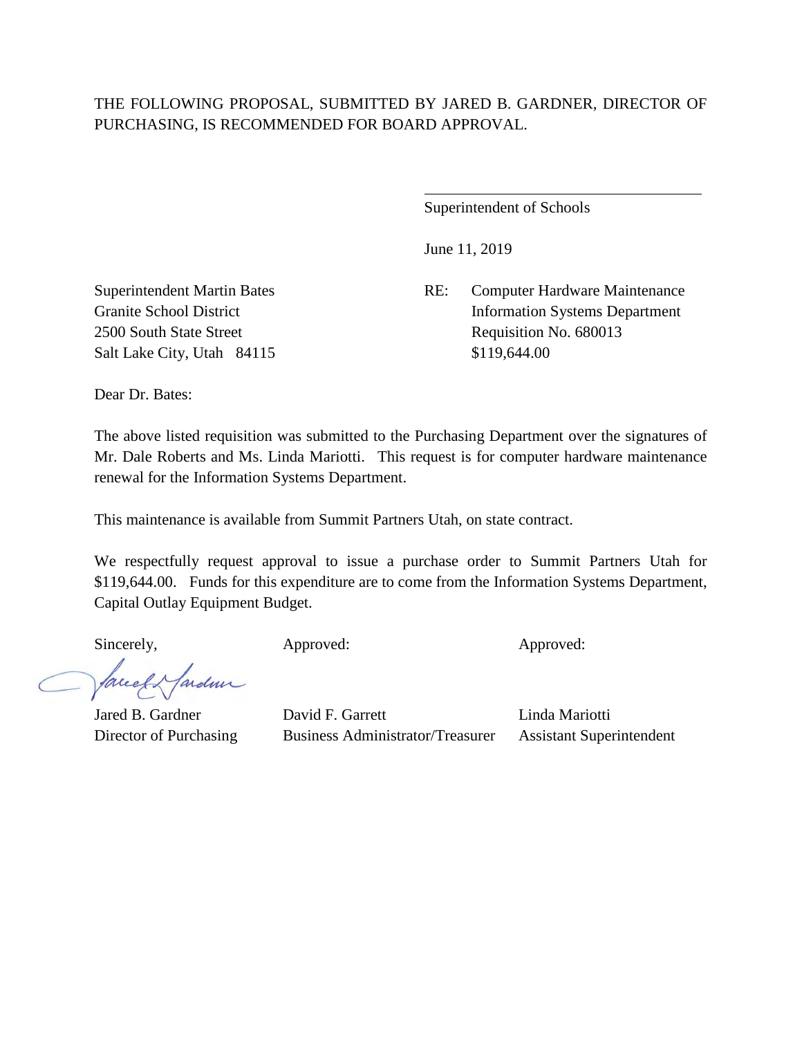THE FOLLOWING PROPOSAL, SUBMITTED BY JARED B. GARDNER, DIRECTOR OF PURCHASING, IS RECOMMENDED FOR BOARD APPROVAL.

\_\_\_\_\_\_\_\_\_\_\_\_\_\_\_\_\_\_\_\_\_\_\_\_\_\_\_\_\_\_\_\_\_\_\_\_

Superintendent of Schools

June 11, 2019

Superintendent Martin Bates
Granite School District
2500 South State Street
Salt Lake City, Utah 84115

RE: Computer Hardware Maintenance
Information Systems Department
Requisition No. 680013
$119,644.00

Dear Dr. Bates:

The above listed requisition was submitted to the Purchasing Department over the signatures of Mr. Dale Roberts and Ms. Linda Mariotti. This request is for computer hardware maintenance renewal for the Information Systems Department.

This maintenance is available from Summit Partners Utah, on state contract.

We respectfully request approval to issue a purchase order to Summit Partners Utah for $119,644.00. Funds for this expenditure are to come from the Information Systems Department, Capital Outlay Equipment Budget.

| Sincerely, | Approved: | Approved: |
| --- | --- | --- |
| Jared B. Gardner | David F. Garrett | Linda Mariotti |
| Director of Purchasing | Business Administrator/Treasurer | Assistant Superintendent |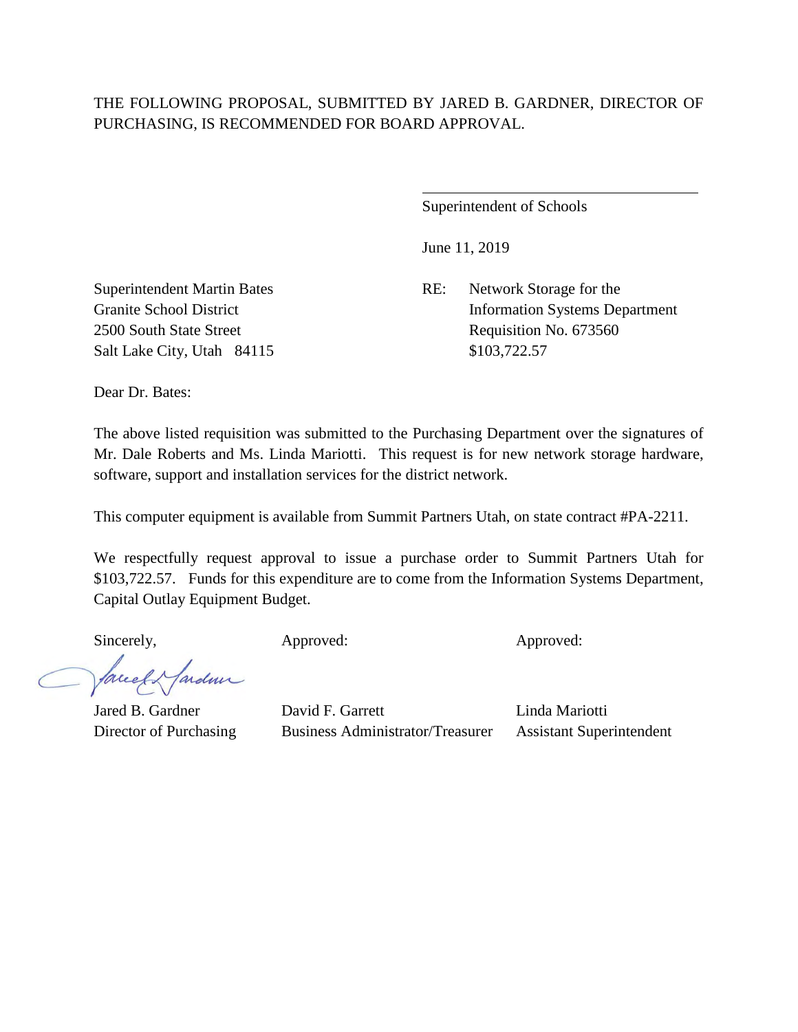THE FOLLOWING PROPOSAL, SUBMITTED BY JARED B. GARDNER, DIRECTOR OF PURCHASING, IS RECOMMENDED FOR BOARD APPROVAL.

\_\_\_\_\_\_\_\_\_\_\_\_\_\_\_\_\_\_\_\_\_\_\_\_\_\_\_\_\_\_\_\_\_\_\_\_

Superintendent of Schools

June 11, 2019

Superintendent Martin Bates
Granite School District
2500 South State Street
Salt Lake City, Utah 84115

RE: Network Storage for the Information Systems Department
Requisition No. 673560
$103,722.57

Dear Dr. Bates:

The above listed requisition was submitted to the Purchasing Department over the signatures of Mr. Dale Roberts and Ms. Linda Mariotti. This request is for new network storage hardware, software, support and installation services for the district network.

This computer equipment is available from Summit Partners Utah, on state contract #PA-2211.

We respectfully request approval to issue a purchase order to Summit Partners Utah for $103,722.57. Funds for this expenditure are to come from the Information Systems Department, Capital Outlay Equipment Budget.

| Sincerely, | Approved: | Approved: |
|---|---|---|
| Jared B. Gardner | David F. Garrett | Linda Mariotti |
| Director of Purchasing | Business Administrator/Treasurer | Assistant Superintendent |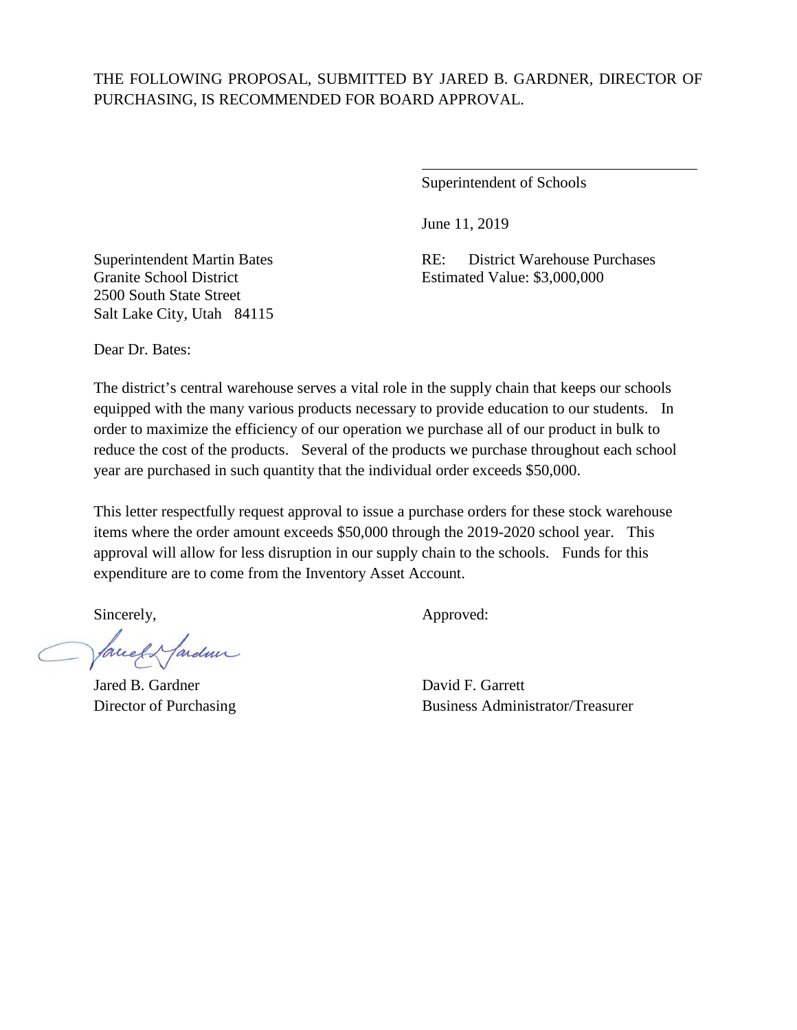THE FOLLOWING PROPOSAL, SUBMITTED BY JARED B. GARDNER, DIRECTOR OF PURCHASING, IS RECOMMENDED FOR BOARD APPROVAL.

\_\_\_\_\_\_\_\_\_\_\_\_\_\_\_\_\_\_\_\_\_\_\_\_\_\_\_\_\_\_\_\_\_\_\_\_

Superintendent of Schools

June 11, 2019

Superintendent Martin Bates
Granite School District
2500 South State Street
Salt Lake City, Utah 84115

RE: District Warehouse Purchases
Estimated Value: $3,000,000

Dear Dr. Bates:

The district's central warehouse serves a vital role in the supply chain that keeps our schools equipped with the many various products necessary to provide education to our students. In order to maximize the efficiency of our operation we purchase all of our product in bulk to reduce the cost of the products. Several of the products we purchase throughout each school year are purchased in such quantity that the individual order exceeds $50,000.

This letter respectfully request approval to issue a purchase orders for these stock warehouse items where the order amount exceeds $50,000 through the 2019-2020 school year. This approval will allow for less disruption in our supply chain to the schools. Funds for this expenditure are to come from the Inventory Asset Account.

Sincerely,

Jared B. Gardner
Director of Purchasing

Approved:

David F. Garrett
Business Administrator/Treasurer